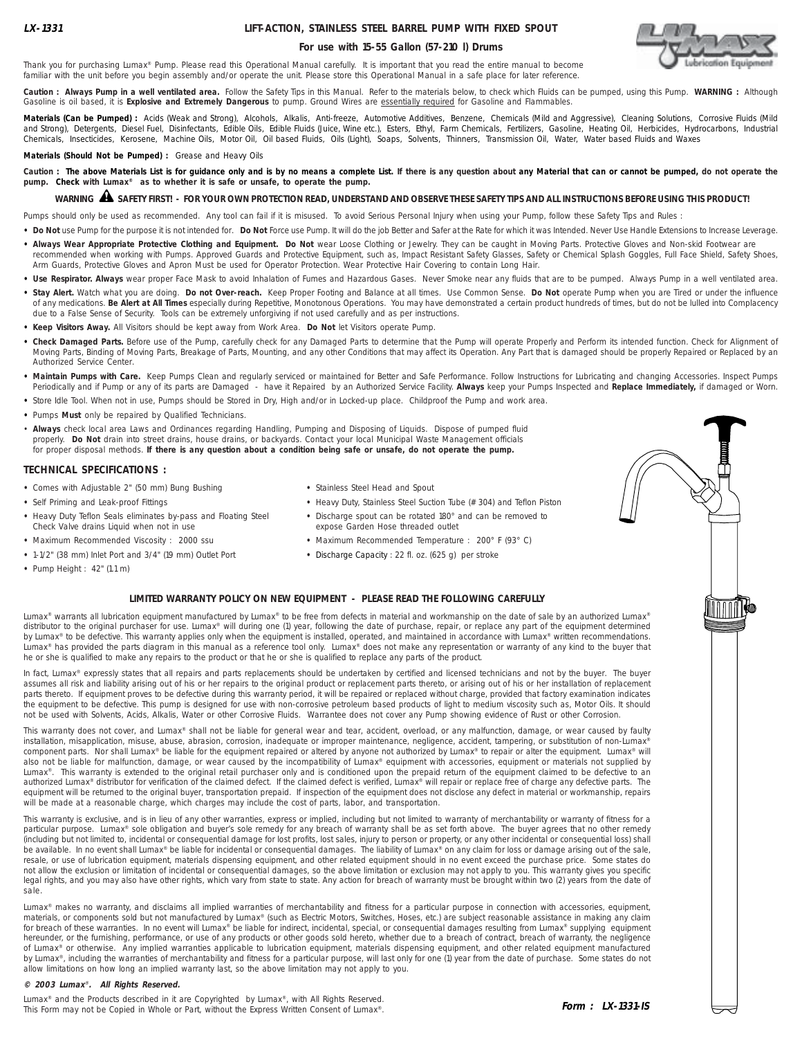**LX-1331**

# LIFT-ACTION, STAINLESS STEEL BARREL PUMP WITH FIXED SPOUT

**For use with 15-55 Gallon (57-210 l) Drums**

Thank you for purchasing Lumax® Pump. Please read this Operational Manual carefully. It is important that you read the entire manual to become familiar with the unit before you begin assembly and/or operate the unit. Please store this Operational Manual in a safe place for later reference.

**Caution : Always Pump in a well ventilated area.** Follow the Safety Tips in this Manual. Refer to the materials below, to check which Fluids can be pumped, using this Pump. **WARNING :** Although Gasoline is oil based, it is **Explosive and Extremely Dangerous** to pump. Ground Wires are essentially required for Gasoline and Flammables.

**Materials (Can be Pumped) :** Acids (Weak and Strong), Alcohols, Alkalis, Anti-freeze, Automotive Additives, Benzene, Chemicals (Mild and Aggressive), Cleaning Solutions, Corrosive Fluids (Mild and Strong), Detergents, Diesel Fuel, Disinfectants, Edible Oils, Edible Fluids (Juice, Wine etc.), Esters, Ethyl, Farm Chemicals, Fertilizers, Gasoline, Heating Oil, Herbicides, Hydrocarbons, Industrial Chemicals, Insecticides, Kerosene, Machine Oils, Motor Oil, Oil based Fluids, Oils (Light), Soaps, Solvents, Thinners, Transmission Oil, Water, Water based Fluids and Waxes

**Materials (Should Not be Pumped) :** Grease and Heavy Oils

**Caution : The above Materials List is for guidance only and is by no means a complete List. If there is any question about any Material that can or cannot be pumped, do not operate the pump. Check with Lumax® as to whether it is safe or unsafe, to operate the pump.**

**WARNING ⚠ SAFETY FIRST! - FOR YOUR OWN PROTECTION READ, UNDERSTAND AND OBSERVE THESE SAFETY TIPS AND ALL INSTRUCTIONS BEFORE USING THIS PRODUCT!**

Pumps should only be used as recommended. Any tool can fail if it is misused. To avoid Serious Personal Injury when using your Pump, follow these Safety Tips and Rules :

- **Do Not** use Pump for the purpose it is not intended for. **Do Not** Force use Pump. It will do the job Better and Safer at the Rate for which it was Intended. Never Use Handle Extensions to Increase Leverage.
- **Always Wear Appropriate Protective Clothing and Equipment. Do Not** wear Loose Clothing or Jewelry. They can be caught in Moving Parts. Protective Gloves and Non-skid Footwear are recommended when working with Pumps. Approved Guards and Protective Equipment, such as, Impact Resistant Safety Glasses, Safety or Chemical Splash Goggles, Full Face Shield, Safety Shoes, Arm Guards, Protective Gloves and Apron Must be used for Operator Protection. Wear Protective Hair Covering to contain Long Hair.
- **Use Respirator. Always** wear proper Face Mask to avoid Inhalation of Fumes and Hazardous Gases. Never Smoke near any fluids that are to be pumped. Always Pump in a well ventilated area.
- **Stay Alert.** Watch what you are doing. **Do Not Over-reach.** Keep Proper Footing and Balance at all times. Use Common Sense. **Do Not** operate Pump when you are Tired or under the influence of any medications. **Be Alert at All Times** especially during Repetitive, Monotonous Operations. You may have demonstrated a certain product hundreds of times, but do not be lulled into Complacency due to a False Sense of Security. Tools can be extremely unforgiving if not used carefully and as per instructions.
- **Keep Visitors Away.** All Visitors should be kept away from Work Area. **Do Not** let Visitors operate Pump.
- **Check Damaged Parts.** Before use of the Pump, carefully check for any Damaged Parts to determine that the Pump will operate Properly and Perform its intended function. Check for Alignment of Moving Parts, Binding of Moving Parts, Breakage of Parts, Mounting, and any other Conditions that may affect its Operation. Any Part that is damaged should be properly Repaired or Replaced by an Authorized Service Center.
- **Maintain Pumps with Care.** Keep Pumps Clean and regularly serviced or maintained for Better and Safe Performance. Follow Instructions for Lubricating and changing Accessories. Inspect Pumps Periodically and if Pump or any of its parts are Damaged - have it Repaired by an Authorized Service Facility. **Always** keep your Pumps Inspected and **Replace Immediately,** if damaged or Worn.
- Store Idle Tool. When not in use, Pumps should be Stored in Dry, High and/or in Locked-up place. Childproof the Pump and work area.
- Pumps **Must** only be repaired by Qualified Technicians.
- **Always** check local area Laws and Ordinances regarding Handling, Pumping and Disposing of Liquids. Dispose of pumped fluid properly. **Do Not** drain into street drains, house drains, or backyards. Contact your local Municipal Waste Management officials for proper disposal methods. **If there is any question about a condition being safe or unsafe, do not operate the pump.**

## TECHNICAL SPECIFICATIONS :

- Comes with Adjustable 2" (50 mm) Bung Bushing
- Self Priming and Leak-proof Fittings
- Heavy Duty Teflon Seals eliminates by-pass and Floating Steel Check Valve drains Liquid when not in use
- Maximum Recommended Viscosity : 2000 ssu
- 1-1/2" (38 mm) Inlet Port and 3/4" (19 mm) Outlet Port
- Pump Height : 42" (1.1 m)
- Stainless Steel Head and Spout
- Heavy Duty, Stainless Steel Suction Tube (# 304) and Teflon Piston
- Discharge spout can be rotated 180° and can be removed to expose Garden Hose threaded outlet
- Maximum Recommended Temperature : 200° F (93° C)
- Discharge Capacity : 22 fl. oz. (625 g) per stroke

## LIMITED WARRANTY POLICY ON NEW EQUIPMENT - PLEASE READ THE FOLLOWING CAREFULLY

Lumax® warrants all lubrication equipment manufactured by Lumax® to be free from defects in material and workmanship on the date of sale by an authorized Lumax® distributor to the original purchaser for use. Lumax® will during one (1) year, following the date of purchase, repair, or replace any part of the equipment determined by Lumax® to be defective. This warranty applies only when the equipment is installed, operated, and maintained in accordance with Lumax® written recommendations. Lumax® has provided the parts diagram in this manual as a reference tool only. Lumax® does not make any representation or warranty of any kind to the buyer that he or she is qualified to make any repairs to the product or that he or she is qualified to replace any parts of the product.

In fact, Lumax® expressly states that all repairs and parts replacements should be undertaken by certified and licensed technicians and not by the buyer. The buyer assumes all risk and liability arising out of his or her repairs to the original product or replacement parts thereto, or arising out of his or her installation of replacement parts thereto. If equipment proves to be defective during this warranty period, it will be repaired or replaced without charge, provided that factory examination indicates the equipment to be defective. This pump is designed for use with non-corrosive petroleum based products of light to medium viscosity such as, Motor Oils. It should not be used with Solvents, Acids, Alkalis, Water or other Corrosive Fluids. Warrantee does not cover any Pump showing evidence of Rust or other Corrosion.

This warranty does not cover, and Lumax® shall not be liable for general wear and tear, accident, overload, or any malfunction, damage, or wear caused by faulty installation, misapplication, misuse, abuse, abrasion, corrosion, inadequate or improper maintenance, negligence, accident, tampering, or substitution of non-Lumax® component parts. Nor shall Lumax® be liable for the equipment repaired or altered by anyone not authorized by Lumax® to repair or alter the equipment. Lumax® will also not be liable for malfunction, damage, or wear caused by the incompatibility of Lumax® equipment with accessories, equipment or materials not supplied by Lumax®. This warranty is extended to the original retail purchaser only and is conditioned upon the prepaid return of the equipment claimed to be defective to an authorized Lumax® distributor for verification of the claimed defect. If the claimed defect is verified, Lumax® will repair or replace free of charge any defective parts. The equipment will be returned to the original buyer, transportation prepaid. If inspection of the equipment does not disclose any defect in material or workmanship, repairs will be made at a reasonable charge, which charges may include the cost of parts, labor, and transportation.

This warranty is exclusive, and is in lieu of any other warranties, express or implied, including but not limited to warranty of merchantability or warranty of fitness for a particular purpose. Lumax® sole obligation and buyer's sole remedy for any breach of warranty shall be as set forth above. The buyer agrees that no other remedy (including but not limited to, incidental or consequential damage for lost profits, lost sales, injury to person or property, or any other incidental or consequential loss) shall be available. In no event shall Lumax® be liable for incidental or consequential damages. The liability of Lumax® on any claim for loss or damage arising out of the sale, resale, or use of lubrication equipment, materials dispensing equipment, and other related equipment should in no event exceed the purchase price. Some states do not allow the exclusion or limitation of incidental or consequential damages, so the above limitation or exclusion may not apply to you. This warranty gives you specific legal rights, and you may also have other rights, which vary from state to state. Any action for breach of warranty must be brought within two (2) years from the date of sale.

Lumax® makes no warranty, and disclaims all implied warranties of merchantability and fitness for a particular purpose in connection with accessories, equipment, materials, or components sold but not manufactured by Lumax® (such as Electric Motors, Switches, Hoses, etc.) are subject reasonable assistance in making any claim for breach of these warranties. In no event will Lumax® be liable for indirect, incidental, special, or consequential damages resulting from Lumax® supplying equipment hereunder, or the furnishing, performance, or use of any products or other goods sold hereto, whether due to a breach of contract, breach of warranty, the negligence of Lumax® or otherwise. Any implied warranties applicable to lubrication equipment, materials dispensing equipment, and other related equipment manufactured by Lumax®, including the warranties of merchantability and fitness for a particular purpose, will last only for one (1) year from the date of purchase. Some states do not allow limitations on how long an implied warranty last, so the above limitation may not apply to you.

***© 2003 Lumax®. All Rights Reserved.***

Lumax® and the Products described in it are Copyrighted by Lumax®, with All Rights Reserved. This Form may not be Copied in Whole or Part, without the Express Written Consent of Lumax®.

***Form : LX-1331-IS***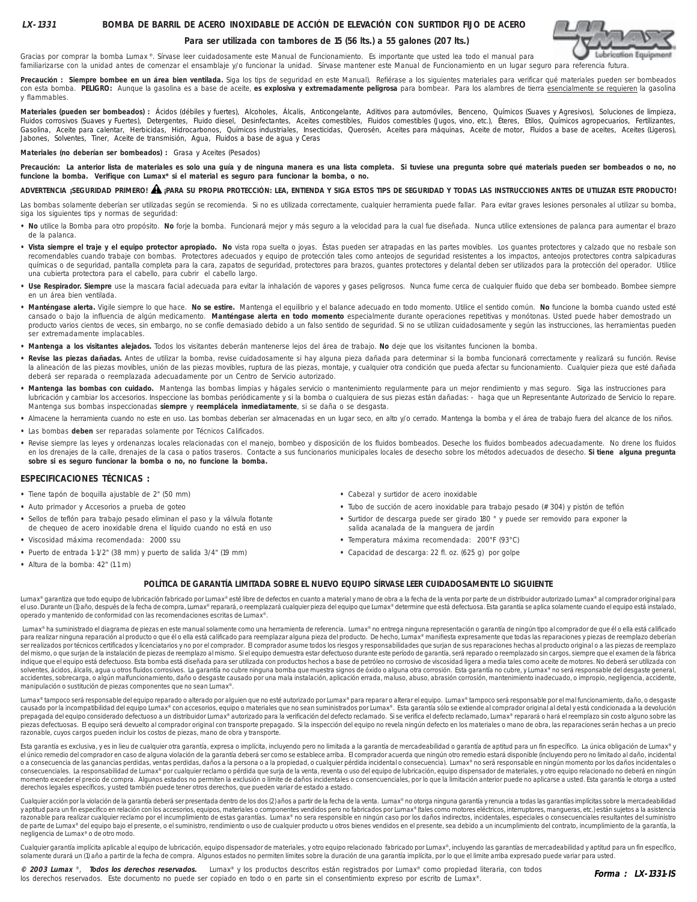**LX-1331** **BOMBA DE BARRIL DE ACERO INOXIDABLE DE ACCIÓN DE ELEVACIÓN CON SURTIDOR FIJO DE ACERO**

**Para ser utilizada con tambores de 15 (56 lts.) a 55 galones (207 lts.)**

Gracias por comprar la bomba Lumax®. Sírvase leer cuidadosamente este Manual de Funcionamiento. Es importante que usted lea todo el manual para familiarizarse con la unidad antes de comenzar el ensamblaje y/o funcionar la unidad. Sírvase mantener este Manual de Funcionamiento en un lugar seguro para referencia futura.

**Precaución : Siempre bombee en un área bien ventilada.** Siga los tips de seguridad en este Manual). Refiérase a los siguientes materiales para verificar qué materiales pueden ser bombeados con esta bomba. **PELIGRO:** Aunque la gasolina es a base de aceite, **es explosiva y extremadamente peligrosa** para bombear. Para los alambres de tierra esencialmente se requieren la gasolina y flammables.

**Materiales (pueden ser bombeados) :** Ácidos (débiles y fuertes), Alcoholes, Álcalis, Anticongelante, Aditivos para automóviles, Benceno, Químicos (Suaves y Agresivos), Soluciones de limpieza, Fluidos corrosivos (Suaves y Fuertes), Detergentes, Fluido diesel, Desinfectantes, Aceites comestibles, Fluidos comestibles (Jugos, vino, etc.), Éteres, Etilos, Químicos agropecuarios, Fertilizantes, Gasolina, Aceite para calentar, Herbicidas, Hidrocarbonos, Químicos industriales, Insecticidas, Querosén, Aceites para máquinas, Aceite de motor, Fluidos a base de aceites, Aceites (Ligeros), Jabones, Solventes, Tiner, Aceite de transmisión, Agua, Fluidos a base de agua y Ceras

**Materiales (no deberían ser bombeados) :** Grasa y Aceites (Pesados)

**Precaución: La anterior lista de materiales es solo una guía y de ninguna manera es una lista completa. Si tuviese una pregunta sobre qué materials pueden ser bombeados o no, no funcione la bomba. Verifique con Lumax\* si el material es seguro para funcionar la bomba, o no.**

**ADVERTENCIA ¡SEGURIDAD PRIMERO! ⚠ ¡PARA SU PROPIA PROTECCIÓN: LEA, ENTIENDA Y SIGA ESTOS TIPS DE SEGURIDAD Y TODAS LAS INSTRUCCIONES ANTES DE UTILIZAR ESTE PRODUCTO!**

Las bombas solamente deberían ser utilizadas según se recomienda. Si no es utilizada correctamente, cualquier herramienta puede fallar. Para evitar graves lesiones personales al utilizar su bomba, siga los siguientes tips y normas de seguridad:

- **No** utilice la Bomba para otro propósito. **No** forje la bomba. Funcionará mejor y más seguro a la velocidad para la cual fue diseñada. Nunca utilice extensiones de palanca para aumentar el brazo de la palanca.
- **Vista siempre el traje y el equipo protector apropiado. No** vista ropa suelta o joyas. Éstas pueden ser atrapadas en las partes movibles. Los guantes protectores y calzado que no resbale son recomendables cuando trabaje con bombas. Protectores adecuados y equipo de protección tales como anteojos de seguridad resistentes a los impactos, anteojos protectores contra salpicaduras químicas o de seguridad, pantalla completa para la cara, zapatos de seguridad, protectores para brazos, guantes protectores y delantal deben ser utilizados para la protección del operador. Utilice una cubierta protectora para el cabello, para cubrir el cabello largo.
- **Use Respirador. Siempre** use la mascara facial adecuada para evitar la inhalación de vapores y gases peligrosos. Nunca fume cerca de cualquier fluido que deba ser bombeado. Bombee siempre en un área bien ventilada.
- **Manténgase alerta.** Vigile siempre lo que hace. **No se estire.** Mantenga el equilibrio y el balance adecuado en todo momento. Utilice el sentido común. **No** funcione la bomba cuando usted esté cansado o bajo la influencia de algún medicamento. **Manténgase alerta en todo momento** especialmente durante operaciones repetitivas y monótonas. Usted puede haber demostrado un producto varios cientos de veces, sin embargo, no se confíe demasiado debido a un falso sentido de seguridad. Si no se utilizan cuidadosamente y según las instrucciones, las herramientas pueden ser extremadamente implacables.
- **Mantenga a los visitantes alejados.** Todos los visitantes deberán mantenerse lejos del área de trabajo. **No** deje que los visitantes funcionen la bomba.
- **Revise las piezas dañadas.** Antes de utilizar la bomba, revise cuidadosamente si hay alguna pieza dañada para determinar si la bomba funcionará correctamente y realizará su función. Revise la alineación de las piezas movibles, unión de las piezas movibles, ruptura de las piezas, montaje, y cualquier otra condición que pueda afectar su funcionamiento. Cualquier pieza que esté dañada deberá ser reparada o reemplazada adecuadamente por un Centro de Servicio autorizado.
- **Mantenga las bombas con cuidado.** Mantenga las bombas limpias y hágales servicio o mantenimiento regularmente para un mejor rendimiento y mas seguro. Siga las instrucciones para lubricación y cambiar los accesorios. Inspeccione las bombas periódicamente y si la bomba o cualquiera de sus piezas están dañadas: - haga que un Representante Autorizado de Servicio lo repare. Mantenga sus bombas inspeccionadas **siempre** y **reemplácela inmediatamente**, si se daña o se desgasta.
- Almacene la herramienta cuando no este en uso. Las bombas deberían ser almacenadas en un lugar seco, en alto y/o cerrado. Mantenga la bomba y el área de trabajo fuera del alcance de los niños.
- Las bombas **deben** ser reparadas solamente por Técnicos Calificados.
- Revise siempre las leyes y ordenanzas locales relacionadas con el manejo, bombeo y disposición de los fluidos bombeados. Deseche los fluidos bombeados adecuadamente. No drene los fluidos en los drenajes de la calle, drenajes de la casa o patios traseros. Contacte a sus funcionarios municipales locales de desecho sobre los métodos adecuados de desecho. **Si tiene alguna pregunta sobre si es seguro funcionar la bomba o no, no funcione la bomba.**

## ESPECIFICACIONES TÉCNICAS :

- Tiene tapón de boquilla ajustable de 2" (50 mm)
- Auto primador y Accesorios a prueba de goteo
- Sellos de teflón para trabajo pesado eliminan el paso y la válvula flotante de chequeo de acero inoxidable drena el líquido cuando no está en uso
- Viscosidad máxima recomendada: 2000 ssu
- Puerto de entrada 1-1/2" (38 mm) y puerto de salida 3/4" (19 mm)
- Altura de la bomba: 42" (1.1 m)
- Cabezal y surtidor de acero inoxidable
- Tubo de succión de acero inoxidable para trabajo pesado (# 304) y pistón de teflón
- Surtidor de descarga puede ser girado 180 ° y puede ser removido para exponer la salida acanalada de la manguera de jardín
- Temperatura máxima recomendada: 200°F (93°C)
- Capacidad de descarga: 22 fl. oz. (625 g) por golpe

### POLÍTICA DE GARANTÍA LIMITADA SOBRE EL NUEVO EQUIPO SÍRVASE LEER CUIDADOSAMENTE LO SIGUIENTE

Lumax® garantiza que todo equipo de lubricación fabricado por Lumax® esté libre de defectos en cuanto a material y mano de obra a la fecha de la venta por parte de un distribuidor autorizado Lumax® al comprador original para el uso. Durante un (1) año, después de la fecha de compra, Lumax® reparará, o reemplazará cualquier pieza del equipo que Lumax® determine que está defectuosa. Esta garantía se aplica solamente cuando el equipo está instalado, operado y mantenido de conformidad con las recomendaciones escritas de Lumax®.

Lumax® ha suministrado el diagrama de piezas en este manual solamente como una herramienta de referencia. Lumax® no entrega ninguna representación o garantía de ningún tipo al comprador de que él o ella está calificado para realizar ninguna reparación al producto o que él o ella está calificado para reemplazar alguna pieza del producto. De hecho, Lumax® manifiesta expresamente que todas las reparaciones y piezas de reemplazo deberían ser realizados por técnicos certificados y licenciatarios y no por el comprador. El comprador asume todos los riesgos y responsabilidades que surjan de sus reparaciones hechas al producto original o a las piezas de reemplazo del mismo, o que surjan de la instalación de piezas de reemplazo al mismo. Si el equipo demuestra estar defectuoso durante este período de garantía, será reparado o reemplazado sin cargos, siempre que el examen de la fábrica indique que el equipo está defectuoso. Esta bomba está diseñada para ser utilizada con productos hechos a base de petróleo no corrosivo de viscosidad ligera a media tales como aceite de motores. No deberá ser utilizada con solventes, ácidos, álcalis, agua u otros fluidos corrosivos. La garantía no cubre ninguna bomba que muestra signos de óxido o alguna otra corrosión. Esta garantía no cubre, y Lumax® no será responsable del desgaste general, accidentes, sobrecarga, o algún malfuncionamiento, daño o desgaste causado por una mala instalación, aplicación errada, maluso, abuso, abrasión corrosión, mantenimiento inadecuado, o impropio, negligencia, accidente, manipulación o sustitución de piezas componentes que no sean Lumax®.

Lumax® tampoco será responsable del equipo reparado o alterado por alguien que no esté autorizado por Lumax® para reparar o alterar el equipo. Lumax® tampoco será responsable por el mal funcionamiento, daño, o desgaste causado por la incompatibilidad del equipo Lumax® con accesorios, equipo o materiales que no sean suministrados por Lumax®. Esta garantía sólo se extiende al comprador original al detal y está condicionada a la devolución prepagada del equipo considerado defectuoso a un distribuidor Lumax® autorizado para la verificación del defecto reclamado. Si se verifica el defecto reclamado, Lumax® reparará o hará el reemplazo sin costo alguno sobre las piezas defectuosas. El equipo será devuelto al comprador original con transporte prepagado. Si la inspección del equipo no revela ningún defecto en los materiales o mano de obra, las reparaciones serán hechas a un precio razonable, cuyos cargos pueden incluir los costos de piezas, mano de obra y transporte.

Esta garantía es exclusiva, y es in lieu de cualquier otra garantía, expresa o implícita, incluyendo pero no limitada a la garantía de mercadeabilidad o garantía de aptitud para un fin específico. La única obligación de Lumax® y el único remedio del comprador en caso de alguna violación de la garantía deberá ser como se establece arriba. El comprador acuerda que ningún otro remedio estará disponible (incluyendo pero no limitado al daño, incidental o a consecuencia de las ganancias perdidas, ventas perdidas, daños a la persona o a la propiedad, o cualquier pérdida incidental o consecuencia). Lumax® no será responsable en ningún momento por los daños incidentales o consecuenciales. La responsabilidad de Lumax® por cualquier reclamo o pérdida que surja de la venta, reventa o uso del equipo de lubricación, equipo dispensador de materiales, y otro equipo relacionado no deberá en ningún momento exceder el precio de compra. Algunos estados no permiten la exclusión o límite de daños incidentales o consecuenciales, por lo que la limitación anterior puede no aplicarse a usted. Esta garantía le otorga a usted derechos legales específicos, y usted también puede tener otros derechos, que pueden variar de estado a estado.

Cualquier acción por la violación de la garantía deberá ser presentada dentro de los dos (2) años a partir de la fecha de la venta. Lumax® no otorga ninguna garantía y renuncia a todas las garantías implícitas sobre la mercadeabilidad y aptitud para un fin especifico en relación con los accesorios, equipos, materiales o componentes vendidos pero no fabricados por Lumax® (tales como motores eléctricos, interruptores, mangueras, etc.) están sujetos a la asistencia razonable para realizar cualquier reclamo por el incumplimiento de estas garantías. Lumax® no sera responsable en ningún caso por los daños indirectos, incidentales, especiales o consecuenciales resultantes del suministro de parte de Lumax® del equipo bajo el presente, o el suministro, rendimiento o uso de cualquier producto u otros bienes vendidos en el presente, sea debido a un incumplimiento del contrato, incumplimiento de la garantía, la negligencia de Lumax® o de otro modo.

Cualquier garantía implícita aplicable al equipo de lubricación, equipo dispensador de materiales, y otro equipo relacionado fabricado por Lumax®, incluyendo las garantías de mercadeabilidad y aptitud para un fin específico, solamente durará un (1) año a partir de la fecha de compra. Algunos estados no permiten límites sobre la duración de una garantía implícita, por lo que el limite arriba expresado puede variar para usted.

***© 2003 Lumax®, Todos los derechos reservados.*** Lumax® y los productos descritos están registrados por Lumax® como propiedad literaria, con todos los derechos reservados. Este documento no puede ser copiado en todo o en parte sin el consentimiento expreso por escrito de Lumax®.

***Forma : LX-1331-IS***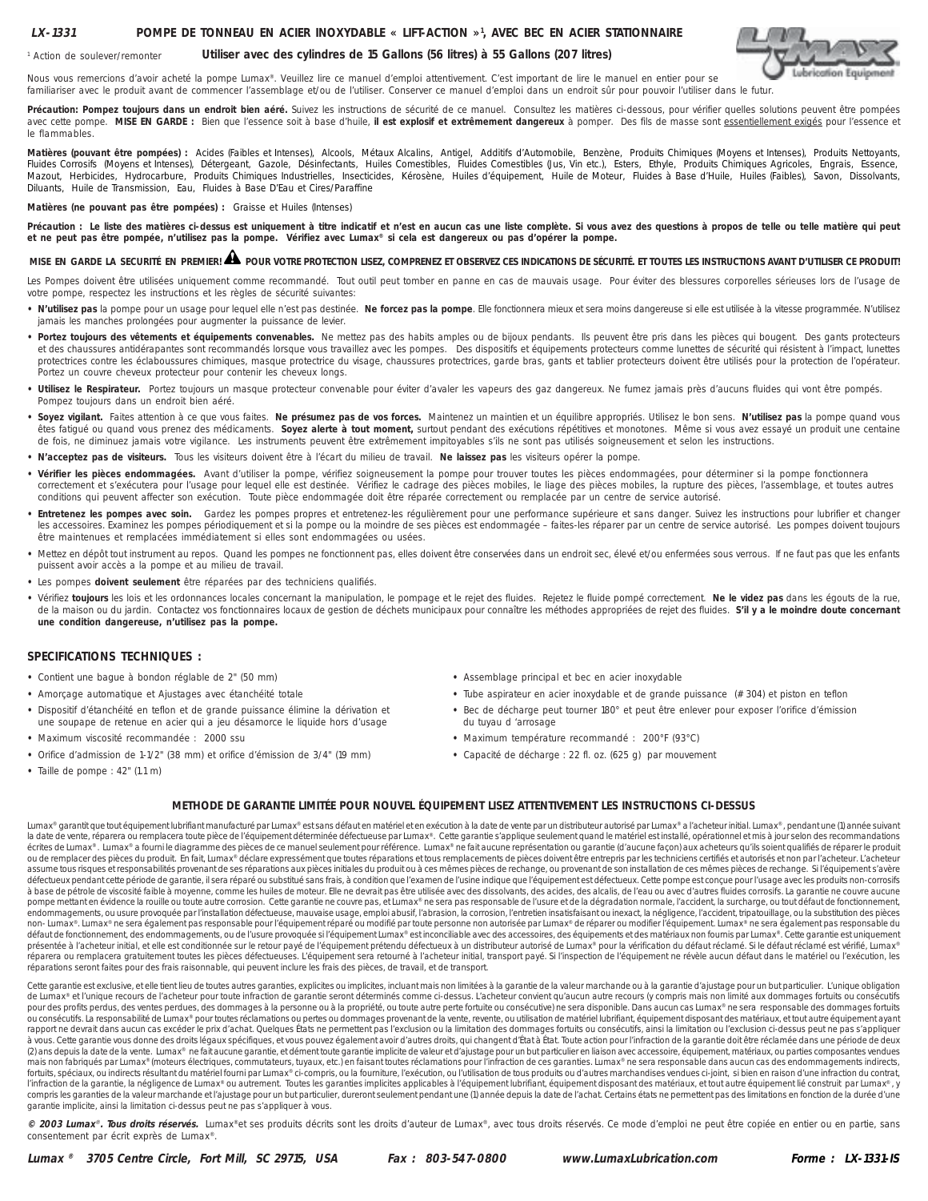**LX-1331** **POMPE DE TONNEAU EN ACIER INOXYDABLE « LIFT-ACTION »[1], AVEC BEC EN ACIER STATIONNAIRE**

[1] Action de soulever/remonter **Utiliser avec des cylindres de 15 Gallons (56 litres) à 55 Gallons (207 litres)**

Nous vous remercions d'avoir acheté la pompe Lumax®. Veuillez lire ce manuel d'emploi attentivement. C'est important de lire le manuel en entier pour se familiariser avec le produit avant de commencer l'assemblage et/ou de l'utiliser. Conserver ce manuel d'emploi dans un endroit sûr pour pouvoir l'utiliser dans le futur.

**Précaution: Pompez toujours dans un endroit bien aéré.** Suivez les instructions de sécurité de ce manuel. Consultez les matières ci-dessous, pour vérifier quelles solutions peuvent être pompées avec cette pompe. **MISE EN GARDE :** Bien que l'essence soit à base d'huile, **il est explosif et extrêmement dangereux** à pomper. Des fils de masse sont essentiellement exigés pour l'essence et le flammables.

**Matières (pouvant être pompées) :** Acides (Faibles et Intenses), Alcools, Métaux Alcalins, Antigel, Additifs d'Automobile, Benzène, Produits Chimiques (Moyens et Intenses), Produits Nettoyants, Fluides Corrosifs (Moyens et Intenses), Détergeant, Gazole, Désinfectants, Huiles Comestibles, Fluides Comestibles (Jus, Vin etc.), Esters, Ethyle, Produits Chimiques Agricoles, Engrais, Essence, Mazout, Herbicides, Hydrocarbure, Produits Chimiques Industrielles, Insecticides, Kérosène, Huiles d'équipement, Huile de Moteur, Fluides à Base d'Huile, Huiles (Faibles), Savon, Dissolvants, Diluants, Huile de Transmission, Eau, Fluides à Base D'Eau et Cires/Paraffine

**Matières (ne pouvant pas être pompées) :** Graisse et Huiles (Intenses)

**Précaution : Le liste des matières ci-dessus est uniquement à titre indicatif et n'est en aucun cas une liste complète. Si vous avez des questions à propos de telle ou telle matière qui peut et ne peut pas être pompée, n'utilisez pas la pompe. Vérifiez avec Lumax® si cela est dangereux ou pas d'opérer la pompe.**

**MISE EN GARDE LA SECURITÉ EN PREMIER! ⚠ POUR VOTRE PROTECTION LISEZ, COMPRENEZ ET OBSERVEZ CES INDICATIONS DE SÉCURITÉ. ET TOUTES LES INSTRUCTIONS AVANT D'UTILISER CE PRODUIT!**

Les Pompes doivent être utilisées uniquement comme recommandé. Tout outil peut tomber en panne en cas de mauvais usage. Pour éviter des blessures corporelles sérieuses lors de l'usage de votre pompe, respectez les instructions et les règles de sécurité suivantes:

- **N'utilisez pas** la pompe pour un usage pour lequel elle n'est pas destinée. **Ne forcez pas la pompe**. Elle fonctionnera mieux et sera moins dangereuse si elle est utilisée à la vitesse programmée. N'utilisez jamais les manches prolongées pour augmenter la puissance de levier.
- **Portez toujours des vêtements et équipements convenables.** Ne mettez pas des habits amples ou de bijoux pendants. Ils peuvent être pris dans les pièces qui bougent. Des gants protecteurs et des chaussures antidérapantes sont recommandés lorsque vous travaillez avec les pompes. Des dispositifs et équipements protecteurs comme lunettes de sécurité qui résistent à l'impact, lunettes protectrices contre les éclaboussures chimiques, masque protectrice du visage, chaussures protectrices, garde bras, gants et tablier protecteurs doivent être utilisés pour la protection de l'opérateur. Portez un couvre cheveux protecteur pour contenir les cheveux longs.
- **Utilisez le Respirateur.** Portez toujours un masque protecteur convenable pour éviter d'avaler les vapeurs des gaz dangereux. Ne fumez jamais près d'aucuns fluides qui vont être pompés. Pompez toujours dans un endroit bien aéré.
- **Soyez vigilant.** Faites attention à ce que vous faites. **Ne présumez pas de vos forces.** Maintenez un maintien et un équilibre appropriés. Utilisez le bon sens. **N'utilisez pas** la pompe quand vous êtes fatigué ou quand vous prenez des médicaments. **Soyez alerte à tout moment,** surtout pendant des exécutions répétitives et monotones. Même si vous avez essayé un produit une centaine de fois, ne diminuez jamais votre vigilance. Les instruments peuvent être extrêmement impitoyables s'ils ne sont pas utilisés soigneusement et selon les instructions.
- **N'acceptez pas de visiteurs.** Tous les visiteurs doivent être à l'écart du milieu de travail. **Ne laissez pas** les visiteurs opérer la pompe.
- **Vérifier les pièces endommagées.** Avant d'utiliser la pompe, vérifiez soigneusement la pompe pour trouver toutes les pièces endommagées, pour déterminer si la pompe fonctionnera correctement et s'exécutera pour l'usage pour lequel elle est destinée. Vérifiez le cadrage des pièces mobiles, le liage des pièces mobiles, la rupture des pièces, l'assemblage, et toutes autres conditions qui peuvent affecter son exécution. Toute pièce endommagée doit être réparée correctement ou remplacée par un centre de service autorisé.
- **Entretenez les pompes avec soin.** Gardez les pompes propres et entretenez-les régulièrement pour une performance supérieure et sans danger. Suivez les instructions pour lubrifier et changer les accessoires. Examinez les pompes périodiquement et si la pompe ou la moindre de ses pièces est endommagée – faites-les réparer par un centre de service autorisé. Les pompes doivent toujours être maintenues et remplacées immédiatement si elles sont endommagées ou usées.
- Mettez en dépôt tout instrument au repos. Quand les pompes ne fonctionnent pas, elles doivent être conservées dans un endroit sec, élevé et/ou enfermées sous verrous. Il ne faut pas que les enfants puissent avoir accès à la pompe et au milieu de travail.
- Les pompes **doivent seulement** être réparées par des techniciens qualifiés.
- Vérifiez **toujours** les lois et les ordonnances locales concernant la manipulation, le pompage et le rejet des fluides. Rejetez le fluide pompé correctement. **Ne le videz pas** dans les égouts de la rue, de la maison ou du jardin. Contactez vos fonctionnaires locaux de gestion de déchets municipaux pour connaître les méthodes appropriées de rejet des fluides. **S'il y a le moindre doute concernant une condition dangereuse, n'utilisez pas la pompe.**

## SPECIFICATIONS TECHNIQUES :

- Contient une bague à bondon réglable de 2" (50 mm)
- Amorçage automatique et Ajustages avec étanchéité totale
- Dispositif d'étanchéité en teflon et de grande puissance élimine la dérivation et une soupape de retenue en acier qui a jeu désamorce le liquide hors d'usage
- Maximum viscosité recommandée : 2000 ssu
- Orifice d'admission de 1-1/2" (38 mm) et orifice d'émission de 3/4" (19 mm)
- Taille de pompe : 42" (1.1 m)
- Assemblage principal et bec en acier inoxydable
- Tube aspirateur en acier inoxydable et de grande puissance (# 304) et piston en teflon
- Bec de décharge peut tourner 180° et peut être enlever pour exposer l'orifice d'émission du tuyau d'arrosage
- Maximum température recommandé : 200°F (93°C)
- Capacité de décharge : 22 fl. oz. (625 g) par mouvement

### METHODE DE GARANTIE LIMITÉE POUR NOUVEL ÉQUIPEMENT LISEZ ATTENTIVEMENT LES INSTRUCTIONS CI-DESSUS

Lumax® garantit que tout équipement lubrifiant manufacturé par Lumax® est sans défaut en matériel et en exécution à la date de vente par un distributeur autorisé par Lumax® à l'acheteur initial. Lumax®, pendant une (1) année suivant la date de vente, réparera ou remplacera toute pièce de l'équipement déterminée défectueuse par Lumax®. Cette garantie s'applique seulement quand le matériel est installé, opérationnel et mis à jour selon des recommandations écrites de Lumax®. Lumax® a fourni le diagramme des pièces de ce manuel seulement pour référence. Lumax® ne fait aucune représentation ou garantie (d'aucune façon) aux acheteurs qu'ils soient qualifiés de réparer le produit ou de remplacer des pièces du produit. En fait, Lumax® déclare expressément que toutes réparations et tous remplacements de pièces doivent être entrepris par les techniciens certifiés et autorisés et non par l'acheteur. L'acheteur assume tous risques et responsabilités provenant de ses réparations aux pièces initiales du produit ou à ces mêmes pièces de rechange, ou provenant de son installation de ces mêmes pièces de rechange. Si l'équipement s'avère défectueux pendant cette période de garantie, il sera réparé ou substitué sans frais, à condition que l'examen de l'usine indique que l'équipement est défectueux. Cette pompe est conçue pour l'usage avec les produits non-corrosifs à base de pétrole de viscosité faible à moyenne, comme les huiles de moteur. Elle ne devrait pas être utilisée avec des dissolvants, des acides, des alcalis, de l'eau ou avec d'autres fluides corrosifs. La garantie ne couvre aucune pompe mettant en évidence la rouille ou toute autre corrosion. Cette garantie ne couvre pas, et Lumax® ne sera pas responsable de l'usure et de la dégradation normale, l'accident, la surcharge, ou tout défaut de fonctionnement, endommagements, ou usure provoquée par l'installation défectueuse, mauvaise usage, emploi abusif, l'abrasion, la corrosion, l'entretien insatisfaisant ou inexact, la négligence, l'accident, tripatouillage, ou la substitution des pièces non- Lumax®. Lumax® ne sera également pas responsable pour l'équipement réparé ou modifié par toute personne non autorisée par Lumax® de réparer ou modifier l'équipement. Lumax® ne sera également pas responsable du défaut de fonctionnement, des endommagements, ou de l'usure provoquée si l'équipement Lumax® est inconciliable avec des accessoires, des équipements et des matériaux non fournis par Lumax®. Cette garantie est uniquement présentée à l'acheteur initial, et elle est conditionnée sur le retour payé de l'équipement prétendu défectueux à un distributeur autorisé de Lumax® pour la vérification du défaut réclamé. Si le défaut réclamé est vérifié, Lumax® réparera ou remplacera gratuitement toutes les pièces défectueuses. L'équipement sera retourné à l'acheteur initial, transport payé. Si l'inspection de l'équipement ne révèle aucun défaut dans le matériel ou l'exécution, les réparations seront faites pour des frais raisonnable, qui peuvent inclure les frais des pièces, de travail, et de transport.

Cette garantie est exclusive, et elle tient lieu de toutes autres garanties, explicites ou implicites, incluant mais non limitées à la garantie de la valeur marchande ou à la garantie d'ajustage pour un but particulier. L'unique obligation de Lumax® et l'unique recours de l'acheteur pour toute infraction de garantie seront déterminés comme ci-dessus. L'acheteur convient qu'aucun autre recours (y compris mais non limité aux dommages fortuits ou consécutifs pour des profits perdus, des ventes perdues, des dommages à la personne ou à la propriété, ou toute autre perte fortuite ou consécutive) ne sera disponible. Dans aucun cas Lumax® ne sera responsable des dommages fortuits ou consécutifs. La responsabilité de Lumax® pour toutes réclamations ou pertes ou dommages provenant de la vente, revente, ou utilisation de matériel lubrifiant, équipement disposant des matériaux, et tout autre équipement ayant rapport ne devrait dans aucun cas excéder le prix d'achat. Quelques États ne permettent pas l'exclusion ou la limitation des dommages fortuits ou consécutifs, ainsi la limitation ou l'exclusion ci-dessus peut ne pas s'appliquer à vous. Cette garantie vous donne des droits légaux spécifiques, et vous pouvez également avoir d'autres droits, qui changent d'État à État. Toute action pour l'infraction de la garantie doit être réclamée dans une période de deux (2) ans depuis la date de la vente. Lumax® ne fait aucune garantie, et dément toute garantie implicite de valeur et d'ajustage pour un but particulier en liaison avec accessoire, équipement, matériaux, ou parties composantes vendues mais non fabriqués par Lumax® (moteurs électriques, commutateurs, tuyaux, etc.) en faisant toutes réclamations pour l'infraction de ces garanties. Lumax® ne sera responsable dans aucun cas des endommagements indirects, fortuits, spéciaux, ou indirects résultant du matériel fourni par Lumax® ci-compris, ou la fourniture, l'exécution, ou l'utilisation de tous produits ou d'autres marchandises vendues ci-joint, si bien en raison d'une infraction du contrat, l'infraction de la garantie, la négligence de Lumax® ou autrement. Toutes les garanties implicites applicables à l'équipement lubrifiant, équipement disposant des matériaux, et tout autre équipement lié construit par Lumax®, y compris les garanties de la valeur marchande et l'ajustage pour un but particulier, dureront seulement pendant une (1) année depuis la date de l'achat. Certains états ne permettent pas des limitations en fonction de la durée d'une garantie implicite, ainsi la limitation ci-dessus peut ne pas s'appliquer à vous.

***© 2003 Lumax®. Tous droits réservés.*** Lumax® et ses produits décrits sont les droits d'auteur de Lumax®, avec tous droits réservés. Ce mode d'emploi ne peut être copiée en entier ou en partie, sans consentement par écrit exprès de Lumax®.

***Lumax® 3705 Centre Circle, Fort Mill, SC 29715, USA    Fax : 803-547-0800    www.LumaxLubrication.com    Forme : LX-1331-IS***